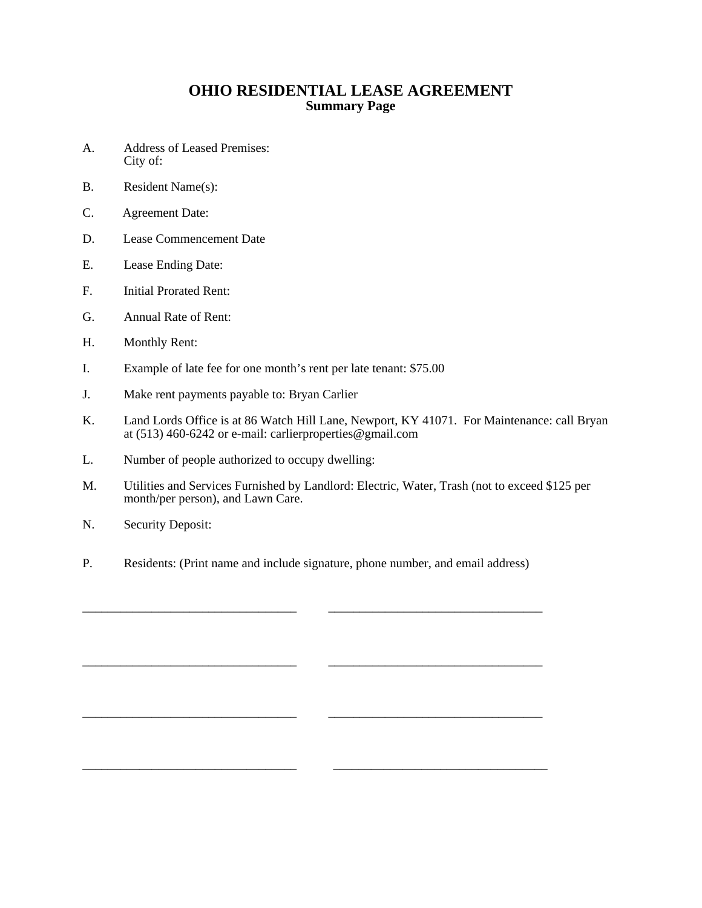# OHIO RESIDENTIAL LEASE AGREEMENT
## Summary Page

A. Address of Leased Premises:
   City of:

B. Resident Name(s):

C. Agreement Date:

D. Lease Commencement Date

E. Lease Ending Date:

F. Initial Prorated Rent:

G. Annual Rate of Rent:

H. Monthly Rent:

I. Example of late fee for one month's rent per late tenant: $75.00

J. Make rent payments payable to: Bryan Carlier

K. Land Lords Office is at 86 Watch Hill Lane, Newport, KY 41071. For Maintenance: call Bryan at (513) 460-6242 or e-mail: carlierproperties@gmail.com

L. Number of people authorized to occupy dwelling:

M. Utilities and Services Furnished by Landlord: Electric, Water, Trash (not to exceed $125 per month/per person), and Lawn Care.

N. Security Deposit:

P. Residents: (Print name and include signature, phone number, and email address)

\_\_\_\_\_\_\_\_\_\_\_\_\_\_\_\_\_\_\_\_\_\_\_\_\_\_\_\_\_\_\_\_\_\_ \_\_\_\_\_\_\_\_\_\_\_\_\_\_\_\_\_\_\_\_\_\_\_\_\_\_\_\_\_\_\_\_\_\_

\_\_\_\_\_\_\_\_\_\_\_\_\_\_\_\_\_\_\_\_\_\_\_\_\_\_\_\_\_\_\_\_\_\_ \_\_\_\_\_\_\_\_\_\_\_\_\_\_\_\_\_\_\_\_\_\_\_\_\_\_\_\_\_\_\_\_\_\_

\_\_\_\_\_\_\_\_\_\_\_\_\_\_\_\_\_\_\_\_\_\_\_\_\_\_\_\_\_\_\_\_\_\_ \_\_\_\_\_\_\_\_\_\_\_\_\_\_\_\_\_\_\_\_\_\_\_\_\_\_\_\_\_\_\_\_\_\_

\_\_\_\_\_\_\_\_\_\_\_\_\_\_\_\_\_\_\_\_\_\_\_\_\_\_\_\_\_\_\_\_\_\_ \_\_\_\_\_\_\_\_\_\_\_\_\_\_\_\_\_\_\_\_\_\_\_\_\_\_\_\_\_\_\_\_\_\_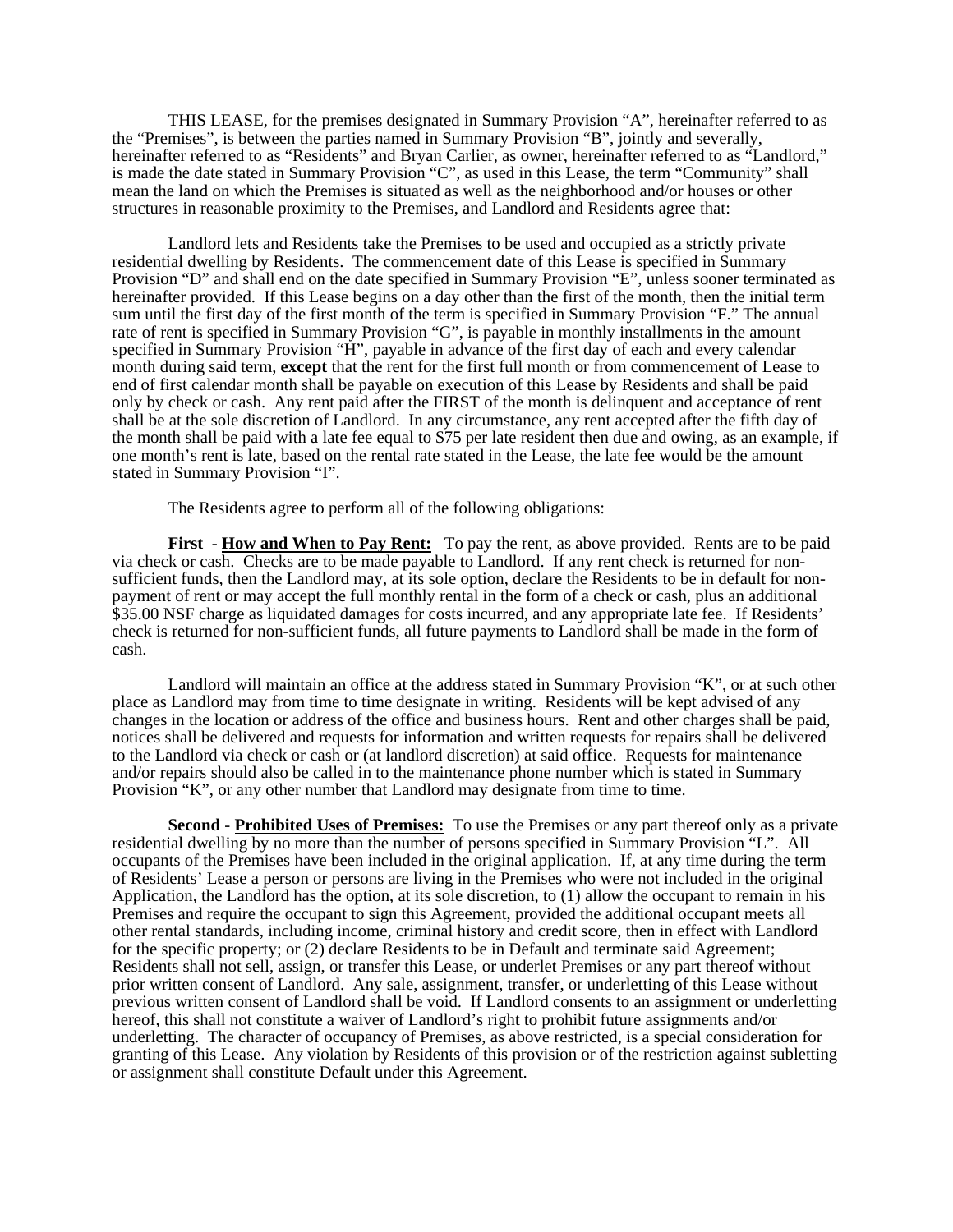THIS LEASE, for the premises designated in Summary Provision "A", hereinafter referred to as the "Premises", is between the parties named in Summary Provision "B", jointly and severally, hereinafter referred to as "Residents" and Bryan Carlier, as owner, hereinafter referred to as "Landlord," is made the date stated in Summary Provision "C", as used in this Lease, the term "Community" shall mean the land on which the Premises is situated as well as the neighborhood and/or houses or other structures in reasonable proximity to the Premises, and Landlord and Residents agree that:

Landlord lets and Residents take the Premises to be used and occupied as a strictly private residential dwelling by Residents. The commencement date of this Lease is specified in Summary Provision "D" and shall end on the date specified in Summary Provision "E", unless sooner terminated as hereinafter provided. If this Lease begins on a day other than the first of the month, then the initial term sum until the first day of the first month of the term is specified in Summary Provision "F." The annual rate of rent is specified in Summary Provision "G", is payable in monthly installments in the amount specified in Summary Provision "H", payable in advance of the first day of each and every calendar month during said term, **except** that the rent for the first full month or from commencement of Lease to end of first calendar month shall be payable on execution of this Lease by Residents and shall be paid only by check or cash. Any rent paid after the FIRST of the month is delinquent and acceptance of rent shall be at the sole discretion of Landlord. In any circumstance, any rent accepted after the fifth day of the month shall be paid with a late fee equal to $75 per late resident then due and owing, as an example, if one month's rent is late, based on the rental rate stated in the Lease, the late fee would be the amount stated in Summary Provision "I".

The Residents agree to perform all of the following obligations:

**First - <u>How and When to Pay Rent:</u>** To pay the rent, as above provided. Rents are to be paid via check or cash. Checks are to be made payable to Landlord. If any rent check is returned for non-sufficient funds, then the Landlord may, at its sole option, declare the Residents to be in default for non-payment of rent or may accept the full monthly rental in the form of a check or cash, plus an additional $35.00 NSF charge as liquidated damages for costs incurred, and any appropriate late fee. If Residents' check is returned for non-sufficient funds, all future payments to Landlord shall be made in the form of cash.

Landlord will maintain an office at the address stated in Summary Provision "K", or at such other place as Landlord may from time to time designate in writing. Residents will be kept advised of any changes in the location or address of the office and business hours. Rent and other charges shall be paid, notices shall be delivered and requests for information and written requests for repairs shall be delivered to the Landlord via check or cash or (at landlord discretion) at said office. Requests for maintenance and/or repairs should also be called in to the maintenance phone number which is stated in Summary Provision "K", or any other number that Landlord may designate from time to time.

**Second - <u>Prohibited Uses of Premises:</u>** To use the Premises or any part thereof only as a private residential dwelling by no more than the number of persons specified in Summary Provision "L". All occupants of the Premises have been included in the original application. If, at any time during the term of Residents' Lease a person or persons are living in the Premises who were not included in the original Application, the Landlord has the option, at its sole discretion, to (1) allow the occupant to remain in his Premises and require the occupant to sign this Agreement, provided the additional occupant meets all other rental standards, including income, criminal history and credit score, then in effect with Landlord for the specific property; or (2) declare Residents to be in Default and terminate said Agreement; Residents shall not sell, assign, or transfer this Lease, or underlet Premises or any part thereof without prior written consent of Landlord. Any sale, assignment, transfer, or underletting of this Lease without previous written consent of Landlord shall be void. If Landlord consents to an assignment or underletting hereof, this shall not constitute a waiver of Landlord's right to prohibit future assignments and/or underletting. The character of occupancy of Premises, as above restricted, is a special consideration for granting of this Lease. Any violation by Residents of this provision or of the restriction against subletting or assignment shall constitute Default under this Agreement.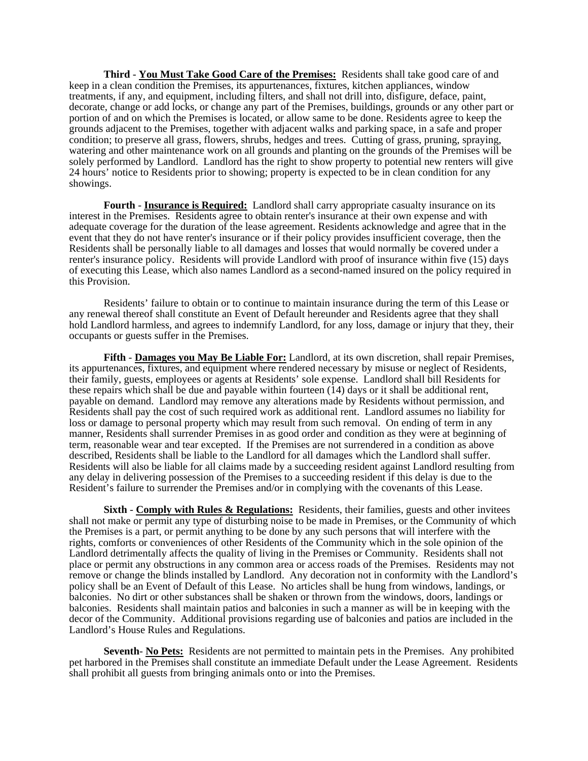**Third** - **You Must Take Good Care of the Premises:** Residents shall take good care of and keep in a clean condition the Premises, its appurtenances, fixtures, kitchen appliances, window treatments, if any, and equipment, including filters, and shall not drill into, disfigure, deface, paint, decorate, change or add locks, or change any part of the Premises, buildings, grounds or any other part or portion of and on which the Premises is located, or allow same to be done. Residents agree to keep the grounds adjacent to the Premises, together with adjacent walks and parking space, in a safe and proper condition; to preserve all grass, flowers, shrubs, hedges and trees. Cutting of grass, pruning, spraying, watering and other maintenance work on all grounds and planting on the grounds of the Premises will be solely performed by Landlord. Landlord has the right to show property to potential new renters will give 24 hours' notice to Residents prior to showing; property is expected to be in clean condition for any showings.

**Fourth** - **Insurance is Required:** Landlord shall carry appropriate casualty insurance on its interest in the Premises. Residents agree to obtain renter's insurance at their own expense and with adequate coverage for the duration of the lease agreement. Residents acknowledge and agree that in the event that they do not have renter's insurance or if their policy provides insufficient coverage, then the Residents shall be personally liable to all damages and losses that would normally be covered under a renter's insurance policy. Residents will provide Landlord with proof of insurance within five (15) days of executing this Lease, which also names Landlord as a second-named insured on the policy required in this Provision.

Residents' failure to obtain or to continue to maintain insurance during the term of this Lease or any renewal thereof shall constitute an Event of Default hereunder and Residents agree that they shall hold Landlord harmless, and agrees to indemnify Landlord, for any loss, damage or injury that they, their occupants or guests suffer in the Premises.

**Fifth** - **Damages you May Be Liable For:** Landlord, at its own discretion, shall repair Premises, its appurtenances, fixtures, and equipment where rendered necessary by misuse or neglect of Residents, their family, guests, employees or agents at Residents' sole expense. Landlord shall bill Residents for these repairs which shall be due and payable within fourteen (14) days or it shall be additional rent, payable on demand. Landlord may remove any alterations made by Residents without permission, and Residents shall pay the cost of such required work as additional rent. Landlord assumes no liability for loss or damage to personal property which may result from such removal. On ending of term in any manner, Residents shall surrender Premises in as good order and condition as they were at beginning of term, reasonable wear and tear excepted. If the Premises are not surrendered in a condition as above described, Residents shall be liable to the Landlord for all damages which the Landlord shall suffer. Residents will also be liable for all claims made by a succeeding resident against Landlord resulting from any delay in delivering possession of the Premises to a succeeding resident if this delay is due to the Resident's failure to surrender the Premises and/or in complying with the covenants of this Lease.

**Sixth** - **Comply with Rules & Regulations:** Residents, their families, guests and other invitees shall not make or permit any type of disturbing noise to be made in Premises, or the Community of which the Premises is a part, or permit anything to be done by any such persons that will interfere with the rights, comforts or conveniences of other Residents of the Community which in the sole opinion of the Landlord detrimentally affects the quality of living in the Premises or Community. Residents shall not place or permit any obstructions in any common area or access roads of the Premises. Residents may not remove or change the blinds installed by Landlord. Any decoration not in conformity with the Landlord's policy shall be an Event of Default of this Lease. No articles shall be hung from windows, landings, or balconies. No dirt or other substances shall be shaken or thrown from the windows, doors, landings or balconies. Residents shall maintain patios and balconies in such a manner as will be in keeping with the decor of the Community. Additional provisions regarding use of balconies and patios are included in the Landlord's House Rules and Regulations.

**Seventh**- **No Pets:** Residents are not permitted to maintain pets in the Premises. Any prohibited pet harbored in the Premises shall constitute an immediate Default under the Lease Agreement. Residents shall prohibit all guests from bringing animals onto or into the Premises.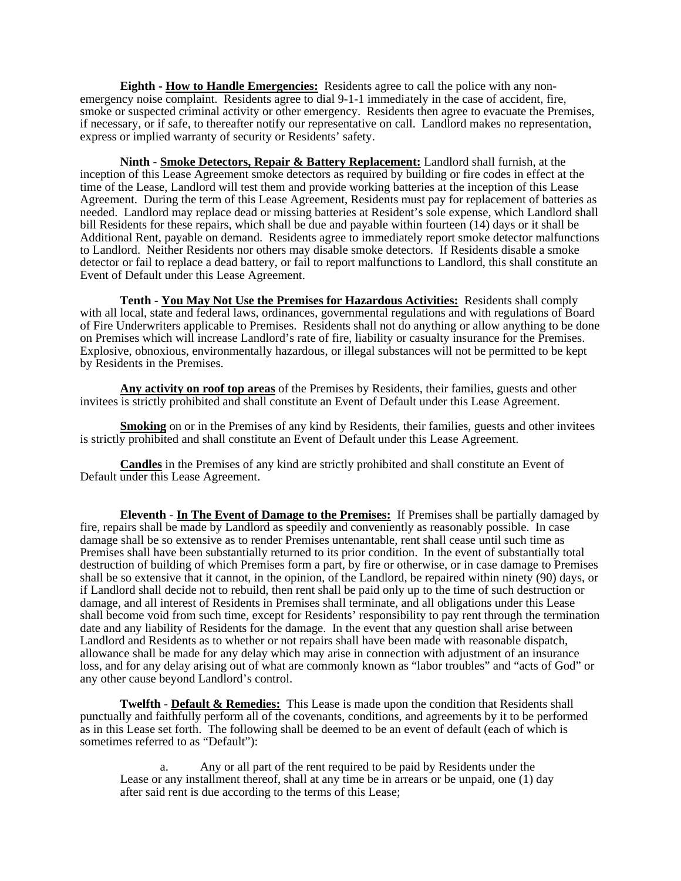**Eighth - <u>How to Handle Emergencies:</u>** Residents agree to call the police with any non-emergency noise complaint. Residents agree to dial 9-1-1 immediately in the case of accident, fire, smoke or suspected criminal activity or other emergency. Residents then agree to evacuate the Premises, if necessary, or if safe, to thereafter notify our representative on call. Landlord makes no representation, express or implied warranty of security or Residents' safety.

**Ninth - <u>Smoke Detectors, Repair & Battery Replacement:</u>** Landlord shall furnish, at the inception of this Lease Agreement smoke detectors as required by building or fire codes in effect at the time of the Lease, Landlord will test them and provide working batteries at the inception of this Lease Agreement. During the term of this Lease Agreement, Residents must pay for replacement of batteries as needed. Landlord may replace dead or missing batteries at Resident's sole expense, which Landlord shall bill Residents for these repairs, which shall be due and payable within fourteen (14) days or it shall be Additional Rent, payable on demand. Residents agree to immediately report smoke detector malfunctions to Landlord. Neither Residents nor others may disable smoke detectors. If Residents disable a smoke detector or fail to replace a dead battery, or fail to report malfunctions to Landlord, this shall constitute an Event of Default under this Lease Agreement.

**Tenth - <u>You May Not Use the Premises for Hazardous Activities:</u>** Residents shall comply with all local, state and federal laws, ordinances, governmental regulations and with regulations of Board of Fire Underwriters applicable to Premises. Residents shall not do anything or allow anything to be done on Premises which will increase Landlord's rate of fire, liability or casualty insurance for the Premises. Explosive, obnoxious, environmentally hazardous, or illegal substances will not be permitted to be kept by Residents in the Premises.

**<u>Any activity on roof top areas</u>** of the Premises by Residents, their families, guests and other invitees is strictly prohibited and shall constitute an Event of Default under this Lease Agreement.

**<u>Smoking</u>** on or in the Premises of any kind by Residents, their families, guests and other invitees is strictly prohibited and shall constitute an Event of Default under this Lease Agreement.

**<u>Candles</u>** in the Premises of any kind are strictly prohibited and shall constitute an Event of Default under this Lease Agreement.

**Eleventh - <u>In The Event of Damage to the Premises:</u>** If Premises shall be partially damaged by fire, repairs shall be made by Landlord as speedily and conveniently as reasonably possible. In case damage shall be so extensive as to render Premises untenantable, rent shall cease until such time as Premises shall have been substantially returned to its prior condition. In the event of substantially total destruction of building of which Premises form a part, by fire or otherwise, or in case damage to Premises shall be so extensive that it cannot, in the opinion, of the Landlord, be repaired within ninety (90) days, or if Landlord shall decide not to rebuild, then rent shall be paid only up to the time of such destruction or damage, and all interest of Residents in Premises shall terminate, and all obligations under this Lease shall become void from such time, except for Residents' responsibility to pay rent through the termination date and any liability of Residents for the damage. In the event that any question shall arise between Landlord and Residents as to whether or not repairs shall have been made with reasonable dispatch, allowance shall be made for any delay which may arise in connection with adjustment of an insurance loss, and for any delay arising out of what are commonly known as "labor troubles" and "acts of God" or any other cause beyond Landlord's control.

**Twelfth - <u>Default & Remedies:</u>** This Lease is made upon the condition that Residents shall punctually and faithfully perform all of the covenants, conditions, and agreements by it to be performed as in this Lease set forth. The following shall be deemed to be an event of default (each of which is sometimes referred to as "Default"):

a. Any or all part of the rent required to be paid by Residents under the Lease or any installment thereof, shall at any time be in arrears or be unpaid, one (1) day after said rent is due according to the terms of this Lease;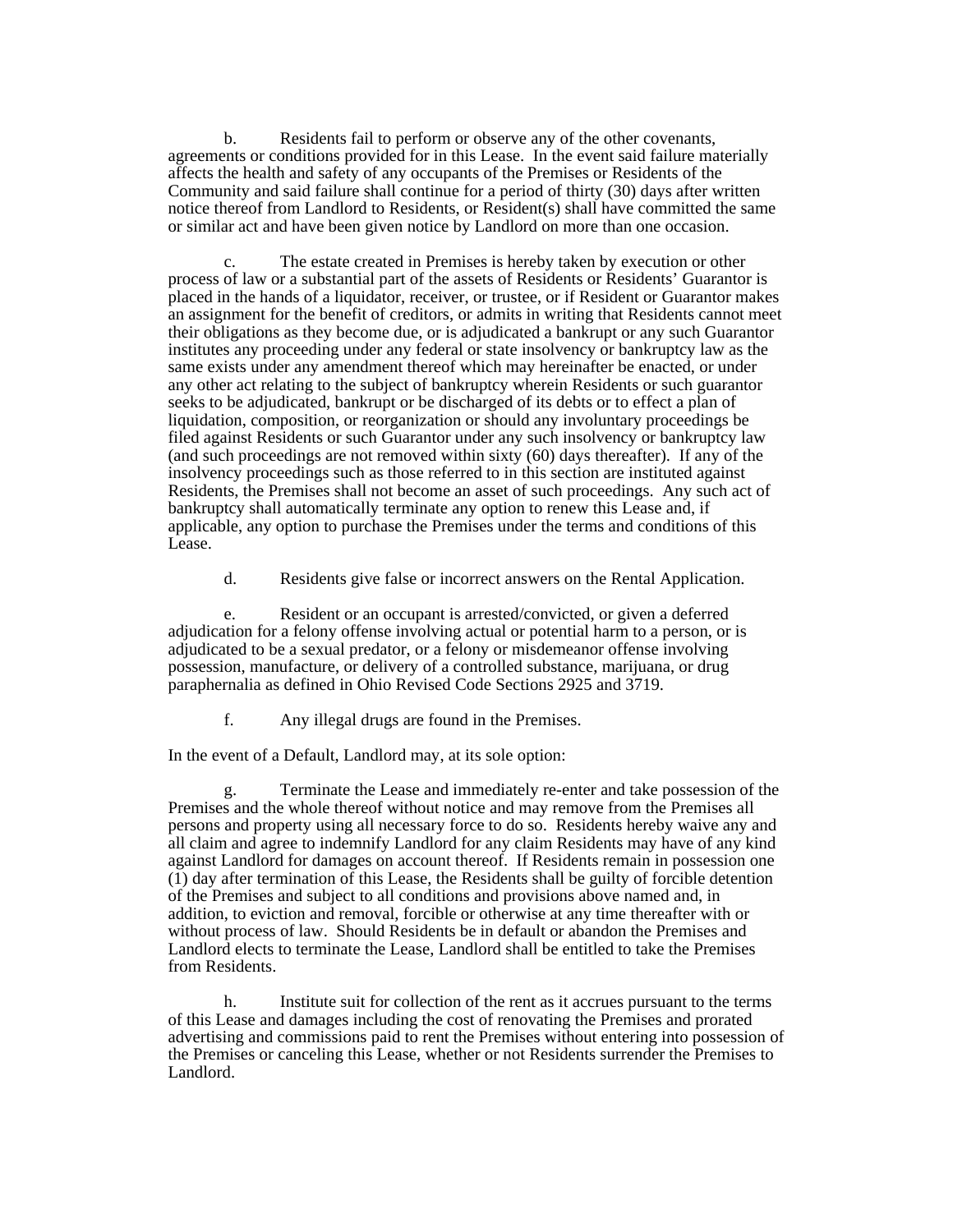b. Residents fail to perform or observe any of the other covenants, agreements or conditions provided for in this Lease. In the event said failure materially affects the health and safety of any occupants of the Premises or Residents of the Community and said failure shall continue for a period of thirty (30) days after written notice thereof from Landlord to Residents, or Resident(s) shall have committed the same or similar act and have been given notice by Landlord on more than one occasion.

c. The estate created in Premises is hereby taken by execution or other process of law or a substantial part of the assets of Residents or Residents' Guarantor is placed in the hands of a liquidator, receiver, or trustee, or if Resident or Guarantor makes an assignment for the benefit of creditors, or admits in writing that Residents cannot meet their obligations as they become due, or is adjudicated a bankrupt or any such Guarantor institutes any proceeding under any federal or state insolvency or bankruptcy law as the same exists under any amendment thereof which may hereinafter be enacted, or under any other act relating to the subject of bankruptcy wherein Residents or such guarantor seeks to be adjudicated, bankrupt or be discharged of its debts or to effect a plan of liquidation, composition, or reorganization or should any involuntary proceedings be filed against Residents or such Guarantor under any such insolvency or bankruptcy law (and such proceedings are not removed within sixty (60) days thereafter). If any of the insolvency proceedings such as those referred to in this section are instituted against Residents, the Premises shall not become an asset of such proceedings. Any such act of bankruptcy shall automatically terminate any option to renew this Lease and, if applicable, any option to purchase the Premises under the terms and conditions of this Lease.

d. Residents give false or incorrect answers on the Rental Application.

e. Resident or an occupant is arrested/convicted, or given a deferred adjudication for a felony offense involving actual or potential harm to a person, or is adjudicated to be a sexual predator, or a felony or misdemeanor offense involving possession, manufacture, or delivery of a controlled substance, marijuana, or drug paraphernalia as defined in Ohio Revised Code Sections 2925 and 3719.

f. Any illegal drugs are found in the Premises.

In the event of a Default, Landlord may, at its sole option:

g. Terminate the Lease and immediately re-enter and take possession of the Premises and the whole thereof without notice and may remove from the Premises all persons and property using all necessary force to do so. Residents hereby waive any and all claim and agree to indemnify Landlord for any claim Residents may have of any kind against Landlord for damages on account thereof. If Residents remain in possession one (1) day after termination of this Lease, the Residents shall be guilty of forcible detention of the Premises and subject to all conditions and provisions above named and, in addition, to eviction and removal, forcible or otherwise at any time thereafter with or without process of law. Should Residents be in default or abandon the Premises and Landlord elects to terminate the Lease, Landlord shall be entitled to take the Premises from Residents.

h. Institute suit for collection of the rent as it accrues pursuant to the terms of this Lease and damages including the cost of renovating the Premises and prorated advertising and commissions paid to rent the Premises without entering into possession of the Premises or canceling this Lease, whether or not Residents surrender the Premises to Landlord.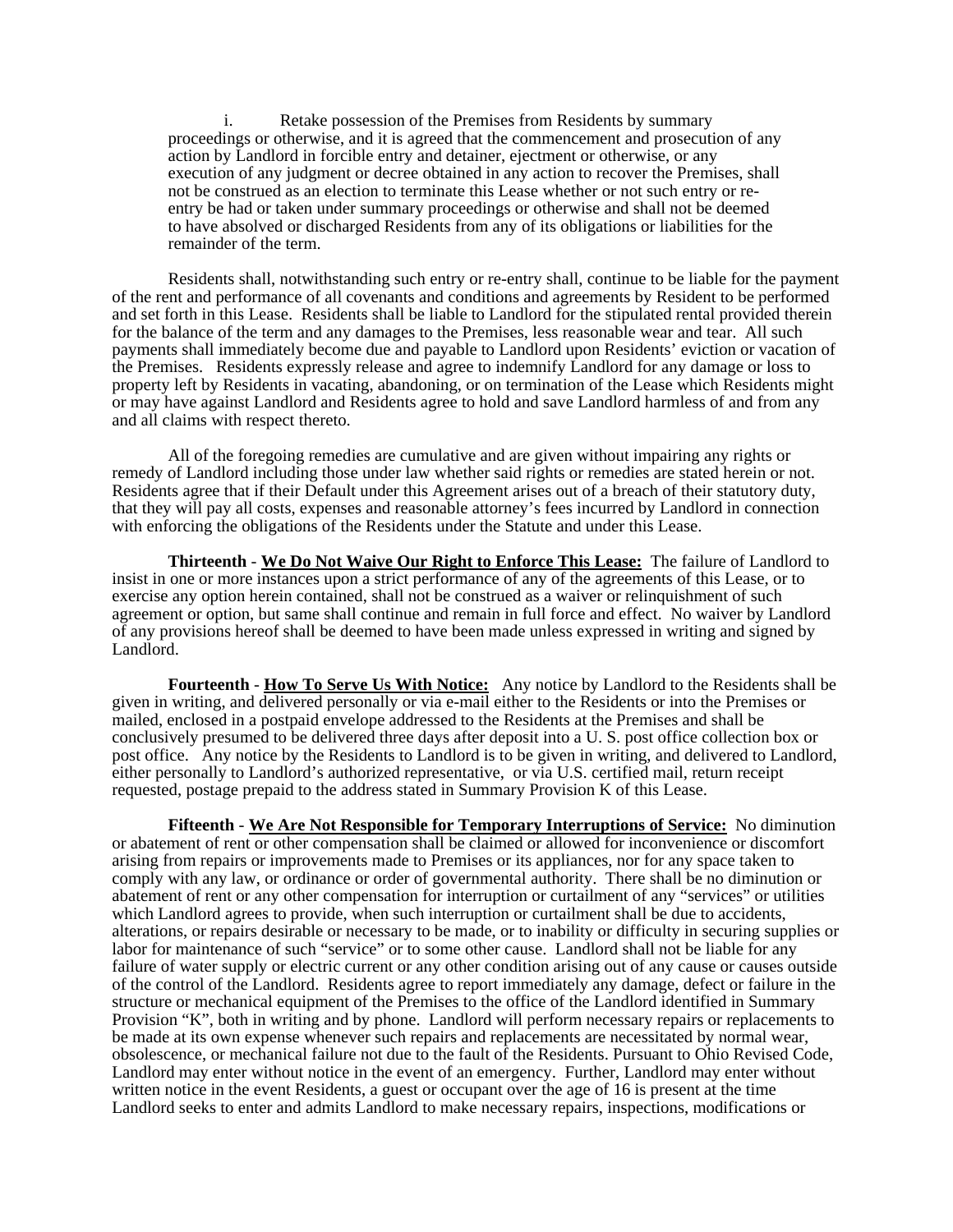i. Retake possession of the Premises from Residents by summary proceedings or otherwise, and it is agreed that the commencement and prosecution of any action by Landlord in forcible entry and detainer, ejectment or otherwise, or any execution of any judgment or decree obtained in any action to recover the Premises, shall not be construed as an election to terminate this Lease whether or not such entry or re-entry be had or taken under summary proceedings or otherwise and shall not be deemed to have absolved or discharged Residents from any of its obligations or liabilities for the remainder of the term.

Residents shall, notwithstanding such entry or re-entry shall, continue to be liable for the payment of the rent and performance of all covenants and conditions and agreements by Resident to be performed and set forth in this Lease. Residents shall be liable to Landlord for the stipulated rental provided therein for the balance of the term and any damages to the Premises, less reasonable wear and tear. All such payments shall immediately become due and payable to Landlord upon Residents' eviction or vacation of the Premises. Residents expressly release and agree to indemnify Landlord for any damage or loss to property left by Residents in vacating, abandoning, or on termination of the Lease which Residents might or may have against Landlord and Residents agree to hold and save Landlord harmless of and from any and all claims with respect thereto.

All of the foregoing remedies are cumulative and are given without impairing any rights or remedy of Landlord including those under law whether said rights or remedies are stated herein or not. Residents agree that if their Default under this Agreement arises out of a breach of their statutory duty, that they will pay all costs, expenses and reasonable attorney's fees incurred by Landlord in connection with enforcing the obligations of the Residents under the Statute and under this Lease.

**Thirteenth** - **We Do Not Waive Our Right to Enforce This Lease:** The failure of Landlord to insist in one or more instances upon a strict performance of any of the agreements of this Lease, or to exercise any option herein contained, shall not be construed as a waiver or relinquishment of such agreement or option, but same shall continue and remain in full force and effect. No waiver by Landlord of any provisions hereof shall be deemed to have been made unless expressed in writing and signed by Landlord.

**Fourteenth** - **How To Serve Us With Notice:** Any notice by Landlord to the Residents shall be given in writing, and delivered personally or via e-mail either to the Residents or into the Premises or mailed, enclosed in a postpaid envelope addressed to the Residents at the Premises and shall be conclusively presumed to be delivered three days after deposit into a U. S. post office collection box or post office. Any notice by the Residents to Landlord is to be given in writing, and delivered to Landlord, either personally to Landlord's authorized representative, or via U.S. certified mail, return receipt requested, postage prepaid to the address stated in Summary Provision K of this Lease.

**Fifteenth** - **We Are Not Responsible for Temporary Interruptions of Service:** No diminution or abatement of rent or other compensation shall be claimed or allowed for inconvenience or discomfort arising from repairs or improvements made to Premises or its appliances, nor for any space taken to comply with any law, or ordinance or order of governmental authority. There shall be no diminution or abatement of rent or any other compensation for interruption or curtailment of any "services" or utilities which Landlord agrees to provide, when such interruption or curtailment shall be due to accidents, alterations, or repairs desirable or necessary to be made, or to inability or difficulty in securing supplies or labor for maintenance of such "service" or to some other cause. Landlord shall not be liable for any failure of water supply or electric current or any other condition arising out of any cause or causes outside of the control of the Landlord. Residents agree to report immediately any damage, defect or failure in the structure or mechanical equipment of the Premises to the office of the Landlord identified in Summary Provision "K", both in writing and by phone. Landlord will perform necessary repairs or replacements to be made at its own expense whenever such repairs and replacements are necessitated by normal wear, obsolescence, or mechanical failure not due to the fault of the Residents. Pursuant to Ohio Revised Code, Landlord may enter without notice in the event of an emergency. Further, Landlord may enter without written notice in the event Residents, a guest or occupant over the age of 16 is present at the time Landlord seeks to enter and admits Landlord to make necessary repairs, inspections, modifications or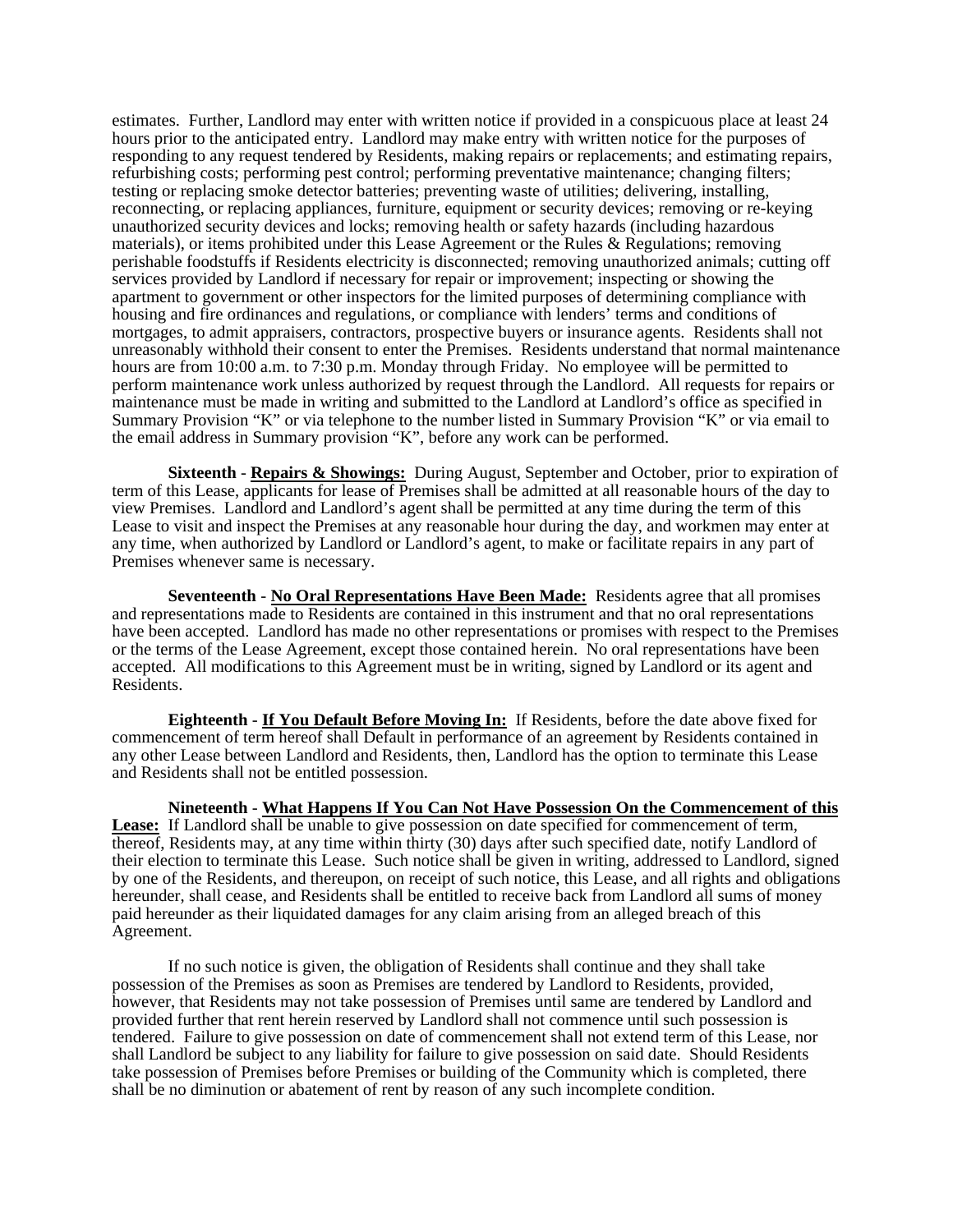estimates. Further, Landlord may enter with written notice if provided in a conspicuous place at least 24 hours prior to the anticipated entry. Landlord may make entry with written notice for the purposes of responding to any request tendered by Residents, making repairs or replacements; and estimating repairs, refurbishing costs; performing pest control; performing preventative maintenance; changing filters; testing or replacing smoke detector batteries; preventing waste of utilities; delivering, installing, reconnecting, or replacing appliances, furniture, equipment or security devices; removing or re-keying unauthorized security devices and locks; removing health or safety hazards (including hazardous materials), or items prohibited under this Lease Agreement or the Rules & Regulations; removing perishable foodstuffs if Residents electricity is disconnected; removing unauthorized animals; cutting off services provided by Landlord if necessary for repair or improvement; inspecting or showing the apartment to government or other inspectors for the limited purposes of determining compliance with housing and fire ordinances and regulations, or compliance with lenders' terms and conditions of mortgages, to admit appraisers, contractors, prospective buyers or insurance agents. Residents shall not unreasonably withhold their consent to enter the Premises. Residents understand that normal maintenance hours are from 10:00 a.m. to 7:30 p.m. Monday through Friday. No employee will be permitted to perform maintenance work unless authorized by request through the Landlord. All requests for repairs or maintenance must be made in writing and submitted to the Landlord at Landlord's office as specified in Summary Provision "K" or via telephone to the number listed in Summary Provision "K" or via email to the email address in Summary provision "K", before any work can be performed.

**Sixteenth** - **Repairs & Showings:** During August, September and October, prior to expiration of term of this Lease, applicants for lease of Premises shall be admitted at all reasonable hours of the day to view Premises. Landlord and Landlord's agent shall be permitted at any time during the term of this Lease to visit and inspect the Premises at any reasonable hour during the day, and workmen may enter at any time, when authorized by Landlord or Landlord's agent, to make or facilitate repairs in any part of Premises whenever same is necessary.

**Seventeenth** - **No Oral Representations Have Been Made:** Residents agree that all promises and representations made to Residents are contained in this instrument and that no oral representations have been accepted. Landlord has made no other representations or promises with respect to the Premises or the terms of the Lease Agreement, except those contained herein. No oral representations have been accepted. All modifications to this Agreement must be in writing, signed by Landlord or its agent and Residents.

**Eighteenth** - **If You Default Before Moving In:** If Residents, before the date above fixed for commencement of term hereof shall Default in performance of an agreement by Residents contained in any other Lease between Landlord and Residents, then, Landlord has the option to terminate this Lease and Residents shall not be entitled possession.

**Nineteenth** - **What Happens If You Can Not Have Possession On the Commencement of this Lease:** If Landlord shall be unable to give possession on date specified for commencement of term, thereof, Residents may, at any time within thirty (30) days after such specified date, notify Landlord of their election to terminate this Lease. Such notice shall be given in writing, addressed to Landlord, signed by one of the Residents, and thereupon, on receipt of such notice, this Lease, and all rights and obligations hereunder, shall cease, and Residents shall be entitled to receive back from Landlord all sums of money paid hereunder as their liquidated damages for any claim arising from an alleged breach of this Agreement.

If no such notice is given, the obligation of Residents shall continue and they shall take possession of the Premises as soon as Premises are tendered by Landlord to Residents, provided, however, that Residents may not take possession of Premises until same are tendered by Landlord and provided further that rent herein reserved by Landlord shall not commence until such possession is tendered. Failure to give possession on date of commencement shall not extend term of this Lease, nor shall Landlord be subject to any liability for failure to give possession on said date. Should Residents take possession of Premises before Premises or building of the Community which is completed, there shall be no diminution or abatement of rent by reason of any such incomplete condition.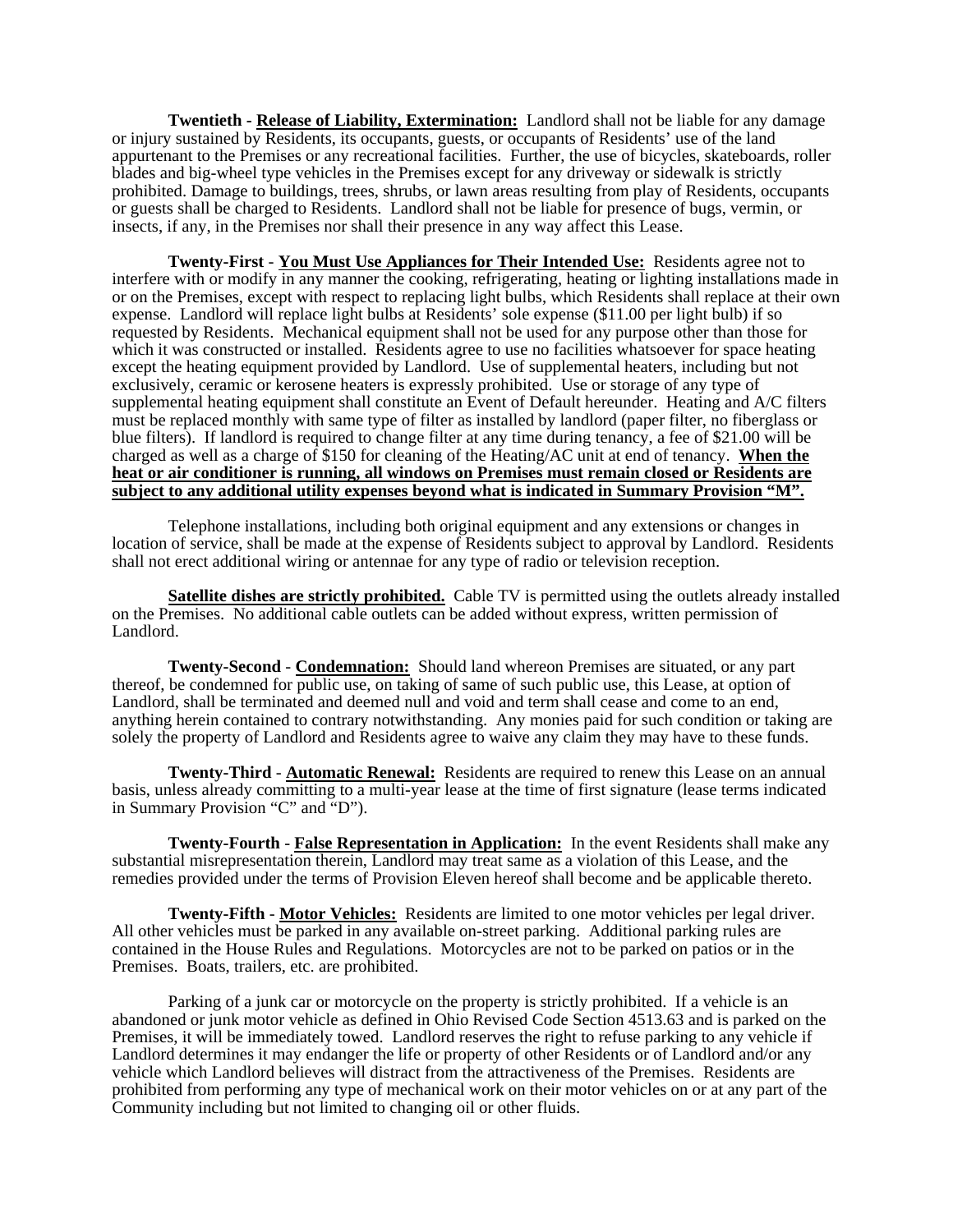**Twentieth - Release of Liability, Extermination:** Landlord shall not be liable for any damage or injury sustained by Residents, its occupants, guests, or occupants of Residents' use of the land appurtenant to the Premises or any recreational facilities. Further, the use of bicycles, skateboards, roller blades and big-wheel type vehicles in the Premises except for any driveway or sidewalk is strictly prohibited. Damage to buildings, trees, shrubs, or lawn areas resulting from play of Residents, occupants or guests shall be charged to Residents. Landlord shall not be liable for presence of bugs, vermin, or insects, if any, in the Premises nor shall their presence in any way affect this Lease.

**Twenty-First - You Must Use Appliances for Their Intended Use:** Residents agree not to interfere with or modify in any manner the cooking, refrigerating, heating or lighting installations made in or on the Premises, except with respect to replacing light bulbs, which Residents shall replace at their own expense. Landlord will replace light bulbs at Residents' sole expense ($11.00 per light bulb) if so requested by Residents. Mechanical equipment shall not be used for any purpose other than those for which it was constructed or installed. Residents agree to use no facilities whatsoever for space heating except the heating equipment provided by Landlord. Use of supplemental heaters, including but not exclusively, ceramic or kerosene heaters is expressly prohibited. Use or storage of any type of supplemental heating equipment shall constitute an Event of Default hereunder. Heating and A/C filters must be replaced monthly with same type of filter as installed by landlord (paper filter, no fiberglass or blue filters). If landlord is required to change filter at any time during tenancy, a fee of $21.00 will be charged as well as a charge of $150 for cleaning of the Heating/AC unit at end of tenancy. **When the heat or air conditioner is running, all windows on Premises must remain closed or Residents are subject to any additional utility expenses beyond what is indicated in Summary Provision "M".**

Telephone installations, including both original equipment and any extensions or changes in location of service, shall be made at the expense of Residents subject to approval by Landlord. Residents shall not erect additional wiring or antennae for any type of radio or television reception.

**Satellite dishes are strictly prohibited.** Cable TV is permitted using the outlets already installed on the Premises. No additional cable outlets can be added without express, written permission of Landlord.

**Twenty-Second - Condemnation:** Should land whereon Premises are situated, or any part thereof, be condemned for public use, on taking of same of such public use, this Lease, at option of Landlord, shall be terminated and deemed null and void and term shall cease and come to an end, anything herein contained to contrary notwithstanding. Any monies paid for such condition or taking are solely the property of Landlord and Residents agree to waive any claim they may have to these funds.

**Twenty-Third - Automatic Renewal:** Residents are required to renew this Lease on an annual basis, unless already committing to a multi-year lease at the time of first signature (lease terms indicated in Summary Provision "C" and "D").

**Twenty-Fourth - False Representation in Application:** In the event Residents shall make any substantial misrepresentation therein, Landlord may treat same as a violation of this Lease, and the remedies provided under the terms of Provision Eleven hereof shall become and be applicable thereto.

**Twenty-Fifth - Motor Vehicles:** Residents are limited to one motor vehicles per legal driver. All other vehicles must be parked in any available on-street parking. Additional parking rules are contained in the House Rules and Regulations. Motorcycles are not to be parked on patios or in the Premises. Boats, trailers, etc. are prohibited.

Parking of a junk car or motorcycle on the property is strictly prohibited. If a vehicle is an abandoned or junk motor vehicle as defined in Ohio Revised Code Section 4513.63 and is parked on the Premises, it will be immediately towed. Landlord reserves the right to refuse parking to any vehicle if Landlord determines it may endanger the life or property of other Residents or of Landlord and/or any vehicle which Landlord believes will distract from the attractiveness of the Premises. Residents are prohibited from performing any type of mechanical work on their motor vehicles on or at any part of the Community including but not limited to changing oil or other fluids.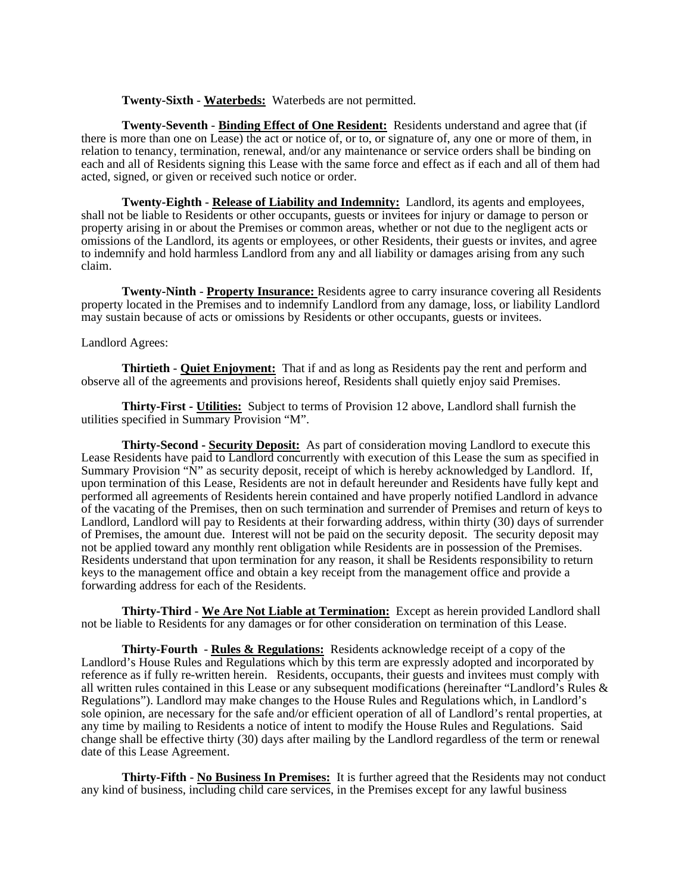**Twenty-Sixth** - **Waterbeds:** Waterbeds are not permitted.

**Twenty-Seventh** - **Binding Effect of One Resident:** Residents understand and agree that (if there is more than one on Lease) the act or notice of, or to, or signature of, any one or more of them, in relation to tenancy, termination, renewal, and/or any maintenance or service orders shall be binding on each and all of Residents signing this Lease with the same force and effect as if each and all of them had acted, signed, or given or received such notice or order.

**Twenty-Eighth** - **Release of Liability and Indemnity:** Landlord, its agents and employees, shall not be liable to Residents or other occupants, guests or invitees for injury or damage to person or property arising in or about the Premises or common areas, whether or not due to the negligent acts or omissions of the Landlord, its agents or employees, or other Residents, their guests or invites, and agree to indemnify and hold harmless Landlord from any and all liability or damages arising from any such claim.

**Twenty-Ninth** - **Property Insurance:** Residents agree to carry insurance covering all Residents property located in the Premises and to indemnify Landlord from any damage, loss, or liability Landlord may sustain because of acts or omissions by Residents or other occupants, guests or invitees.

Landlord Agrees:

**Thirtieth** - **Quiet Enjoyment:** That if and as long as Residents pay the rent and perform and observe all of the agreements and provisions hereof, Residents shall quietly enjoy said Premises.

**Thirty-First - Utilities:** Subject to terms of Provision 12 above, Landlord shall furnish the utilities specified in Summary Provision "M".

**Thirty-Second - Security Deposit:** As part of consideration moving Landlord to execute this Lease Residents have paid to Landlord concurrently with execution of this Lease the sum as specified in Summary Provision "N" as security deposit, receipt of which is hereby acknowledged by Landlord. If, upon termination of this Lease, Residents are not in default hereunder and Residents have fully kept and performed all agreements of Residents herein contained and have properly notified Landlord in advance of the vacating of the Premises, then on such termination and surrender of Premises and return of keys to Landlord, Landlord will pay to Residents at their forwarding address, within thirty (30) days of surrender of Premises, the amount due. Interest will not be paid on the security deposit. The security deposit may not be applied toward any monthly rent obligation while Residents are in possession of the Premises. Residents understand that upon termination for any reason, it shall be Residents responsibility to return keys to the management office and obtain a key receipt from the management office and provide a forwarding address for each of the Residents.

**Thirty-Third** - **We Are Not Liable at Termination:** Except as herein provided Landlord shall not be liable to Residents for any damages or for other consideration on termination of this Lease.

**Thirty-Fourth** - **Rules & Regulations:** Residents acknowledge receipt of a copy of the Landlord's House Rules and Regulations which by this term are expressly adopted and incorporated by reference as if fully re-written herein. Residents, occupants, their guests and invitees must comply with all written rules contained in this Lease or any subsequent modifications (hereinafter "Landlord's Rules & Regulations"). Landlord may make changes to the House Rules and Regulations which, in Landlord's sole opinion, are necessary for the safe and/or efficient operation of all of Landlord's rental properties, at any time by mailing to Residents a notice of intent to modify the House Rules and Regulations. Said change shall be effective thirty (30) days after mailing by the Landlord regardless of the term or renewal date of this Lease Agreement.

**Thirty-Fifth** - **No Business In Premises:** It is further agreed that the Residents may not conduct any kind of business, including child care services, in the Premises except for any lawful business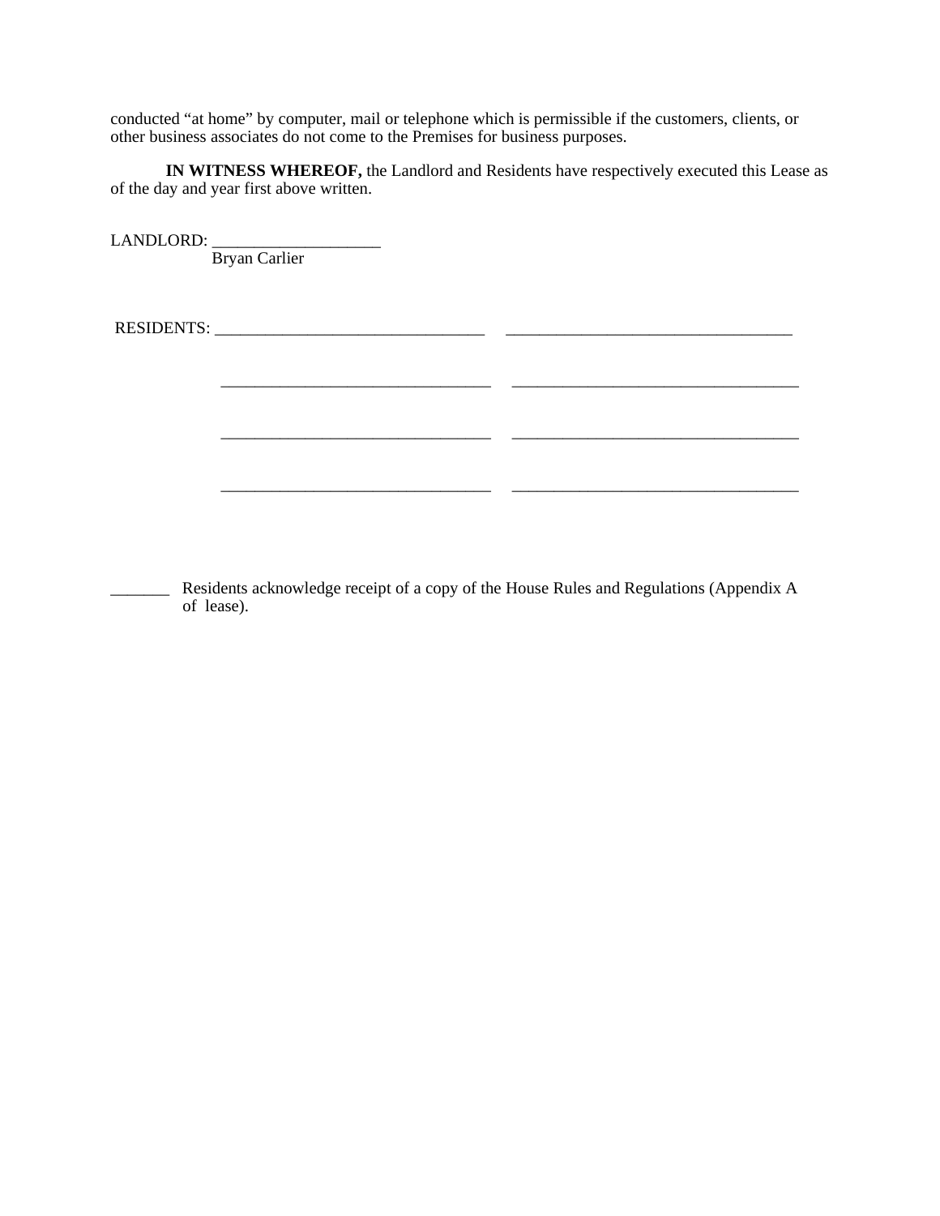conducted "at home" by computer, mail or telephone which is permissible if the customers, clients, or other business associates do not come to the Premises for business purposes.

**IN WITNESS WHEREOF,** the Landlord and Residents have respectively executed this Lease as of the day and year first above written.

LANDLORD: ___________________
Bryan Carlier

RESIDENTS: ________________________________ __________________________________

________________________________ __________________________________

________________________________ __________________________________

________________________________ __________________________________

_______ Residents acknowledge receipt of a copy of the House Rules and Regulations (Appendix A of lease).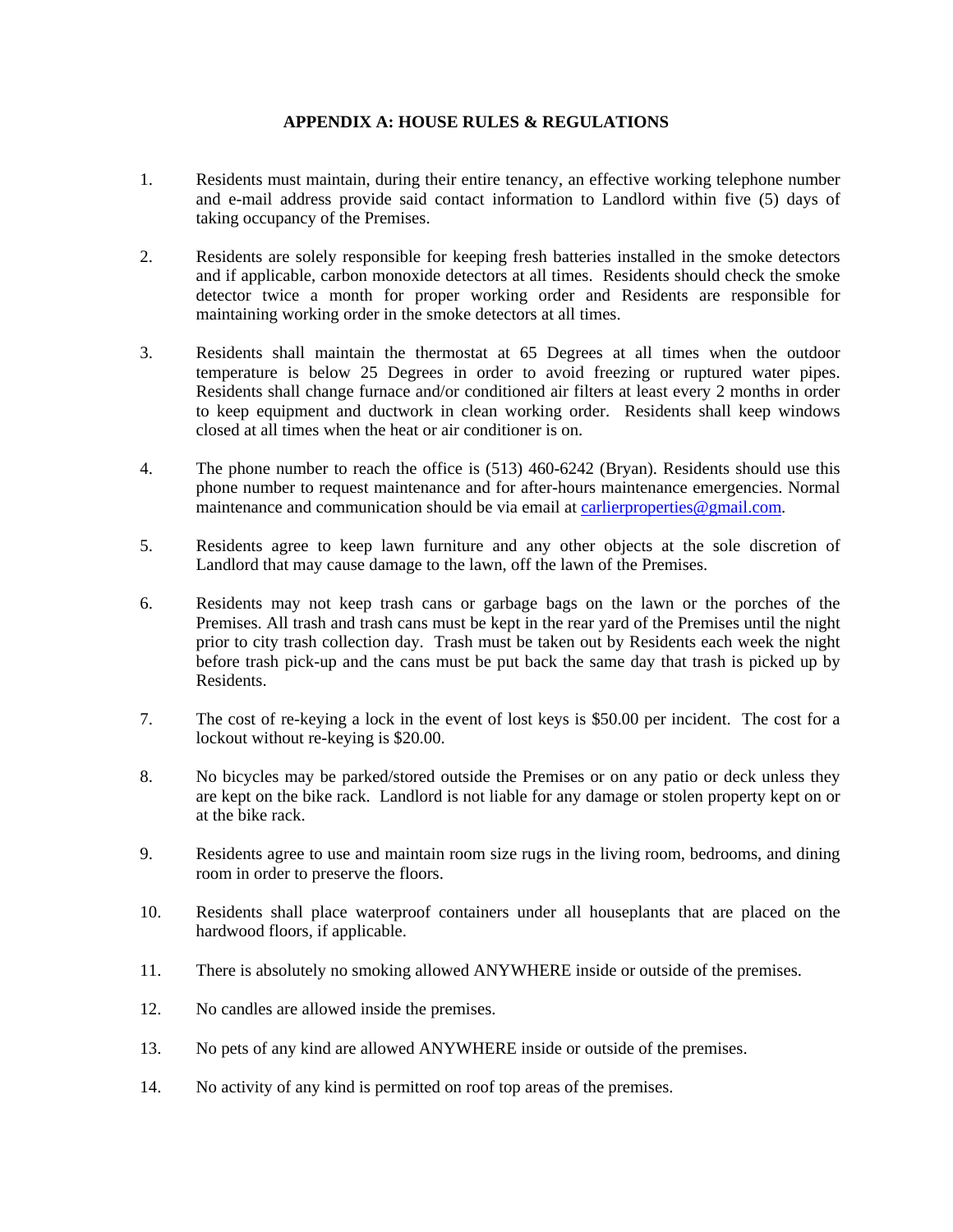# APPENDIX A: HOUSE RULES & REGULATIONS

1. Residents must maintain, during their entire tenancy, an effective working telephone number and e-mail address provide said contact information to Landlord within five (5) days of taking occupancy of the Premises.

2. Residents are solely responsible for keeping fresh batteries installed in the smoke detectors and if applicable, carbon monoxide detectors at all times. Residents should check the smoke detector twice a month for proper working order and Residents are responsible for maintaining working order in the smoke detectors at all times.

3. Residents shall maintain the thermostat at 65 Degrees at all times when the outdoor temperature is below 25 Degrees in order to avoid freezing or ruptured water pipes. Residents shall change furnace and/or conditioned air filters at least every 2 months in order to keep equipment and ductwork in clean working order. Residents shall keep windows closed at all times when the heat or air conditioner is on.

4. The phone number to reach the office is (513) 460-6242 (Bryan). Residents should use this phone number to request maintenance and for after-hours maintenance emergencies. Normal maintenance and communication should be via email at carlierproperties@gmail.com.

5. Residents agree to keep lawn furniture and any other objects at the sole discretion of Landlord that may cause damage to the lawn, off the lawn of the Premises.

6. Residents may not keep trash cans or garbage bags on the lawn or the porches of the Premises. All trash and trash cans must be kept in the rear yard of the Premises until the night prior to city trash collection day. Trash must be taken out by Residents each week the night before trash pick-up and the cans must be put back the same day that trash is picked up by Residents.

7. The cost of re-keying a lock in the event of lost keys is $50.00 per incident. The cost for a lockout without re-keying is $20.00.

8. No bicycles may be parked/stored outside the Premises or on any patio or deck unless they are kept on the bike rack. Landlord is not liable for any damage or stolen property kept on or at the bike rack.

9. Residents agree to use and maintain room size rugs in the living room, bedrooms, and dining room in order to preserve the floors.

10. Residents shall place waterproof containers under all houseplants that are placed on the hardwood floors, if applicable.

11. There is absolutely no smoking allowed ANYWHERE inside or outside of the premises.

12. No candles are allowed inside the premises.

13. No pets of any kind are allowed ANYWHERE inside or outside of the premises.

14. No activity of any kind is permitted on roof top areas of the premises.